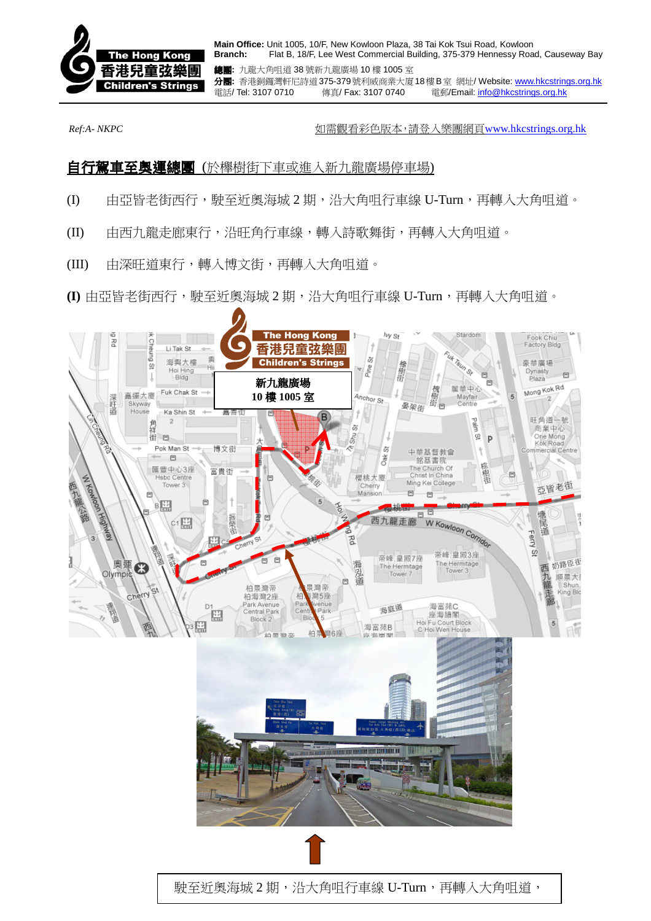**The Hong Kong 香港兒童弦樂團 Children's Strings**

**Main Office:** Unit 1005, 10/F, New Kowloon Plaza, 38 Tai Kok Tsui Road, Kowloon
**Branch:** Flat B, 18/F, Lee West Commercial Building, 375-379 Hennessy Road, Causeway Bay
**總團:** 九龍大角咀道 38 號新九龍廣場 10 樓 1005 室
**分團:** 香港銅鑼灣軒尼詩道375-379號利威商業大廈18樓B室 網址/ Website: www.hkcstrings.org.hk
電話/ Tel: 3107 0710 傳真/ Fax: 3107 0740 電郵/Email: info@hkcstrings.org.hk

*Ref:A- NKPC*

如需觀看彩色版本，請登入樂團網頁www.hkcstrings.org.hk

## 自行駕車至奧運總團 (於櫸樹街下車或進入新九龍廣場停車場)

(I) 由亞皆老街西行，駛至近奧海城 2 期，沿大角咀行車線 U-Turn，再轉入大角咀道。

(II) 由西九龍走廊東行，沿旺角行車線，轉入詩歌舞街，再轉入大角咀道。

(III) 由深旺道東行，轉入博文街，再轉入大角咀道。

**(I)** 由亞皆老街西行，駛至近奧海城 2 期，沿大角咀行車線 U-Turn，再轉入大角咀道。

新九龍廣場
10 樓 1005 室

駛至近奧海城 2 期，沿大角咀行車線 U-Turn，再轉入大角咀道，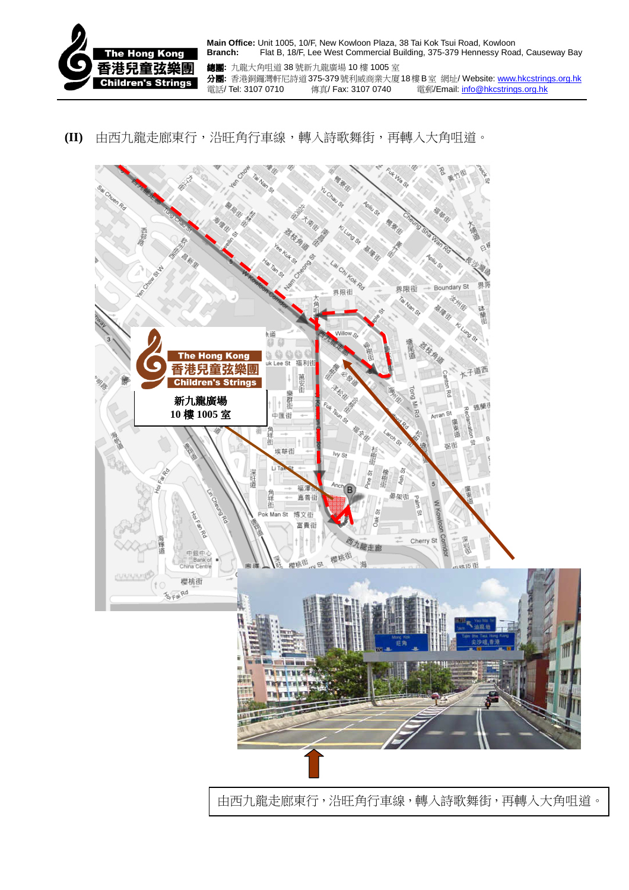**(II)** 由西九龍走廊東行，沿旺角行車線，轉入詩歌舞街，再轉入大角咀道。

新九龍廣場
10 樓 1005 室

由西九龍走廊東行，沿旺角行車線，轉入詩歌舞街，再轉入大角咀道。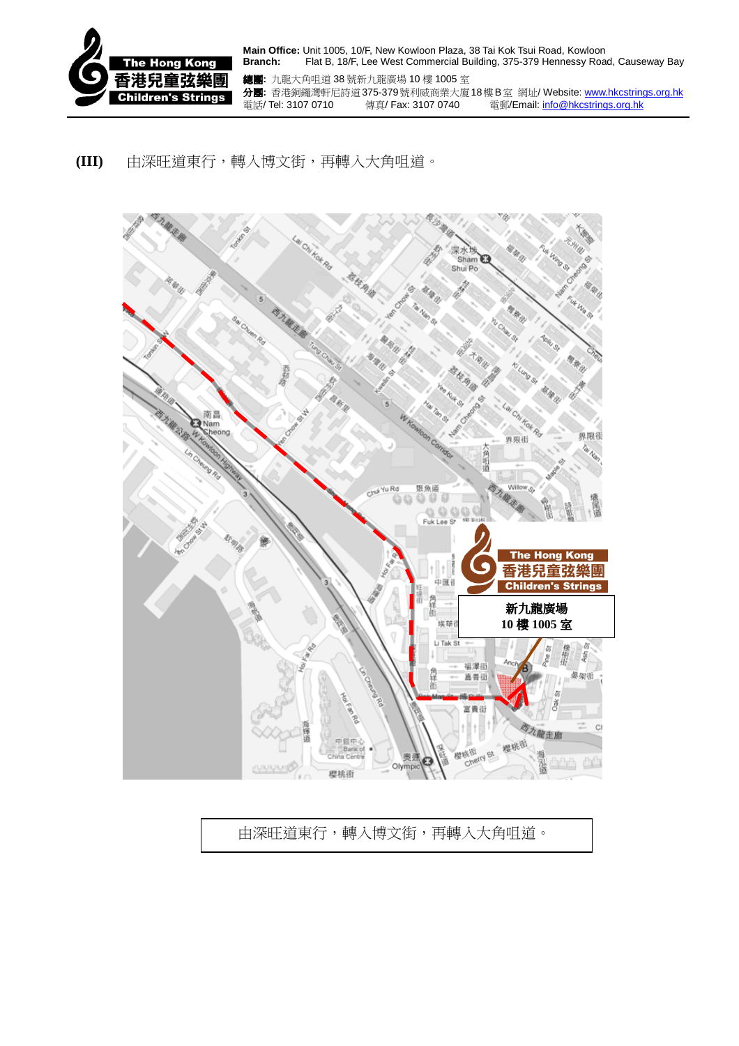**Main Office:** Unit 1005, 10/F, New Kowloon Plaza, 38 Tai Kok Tsui Road, Kowloon
**Branch:** Flat B, 18/F, Lee West Commercial Building, 375-379 Hennessy Road, Causeway Bay
**總團:** 九龍大角咀道 38 號新九龍廣場 10 樓 1005 室
**分團:** 香港銅鑼灣軒尼詩道375-379號利威商業大廈18樓B室 網址/ Website: www.hkcstrings.org.hk
電話/ Tel: 3107 0710 傳真/ Fax: 3107 0740 電郵/Email: info@hkcstrings.org.hk

**(III)** 由深旺道東行，轉入博文街，再轉入大角咀道。

新九龍廣場
10 樓 1005 室

由深旺道東行，轉入博文街，再轉入大角咀道。